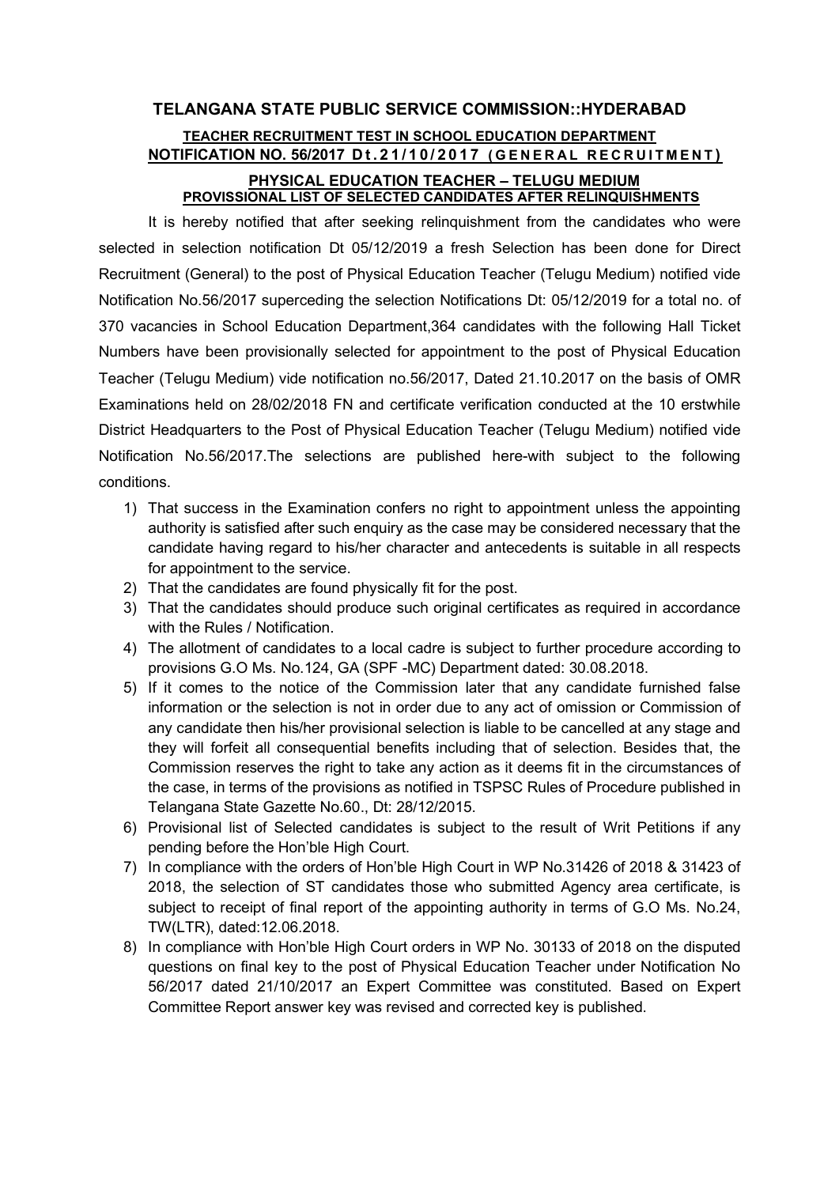# TELANGANA STATE PUBLIC SERVICE COMMISSION::HYDERABAD

## TEACHER RECRUITMENT TEST IN SCHOOL EDUCATION DEPARTMENT
## NOTIFICATION NO. 56/2017 Dt.21/10/2017 (GENERAL RECRUITMENT)

### PHYSICAL EDUCATION TEACHER – TELUGU MEDIUM
### PROVISSIONAL LIST OF SELECTED CANDIDATES AFTER RELINQUISHMENTS

It is hereby notified that after seeking relinquishment from the candidates who were selected in selection notification Dt 05/12/2019 a fresh Selection has been done for Direct Recruitment (General) to the post of Physical Education Teacher (Telugu Medium) notified vide Notification No.56/2017 superceding the selection Notifications Dt: 05/12/2019 for a total no. of 370 vacancies in School Education Department,364 candidates with the following Hall Ticket Numbers have been provisionally selected for appointment to the post of Physical Education Teacher (Telugu Medium) vide notification no.56/2017, Dated 21.10.2017 on the basis of OMR Examinations held on 28/02/2018 FN and certificate verification conducted at the 10 erstwhile District Headquarters to the Post of Physical Education Teacher (Telugu Medium) notified vide Notification No.56/2017.The selections are published here-with subject to the following conditions.

1) That success in the Examination confers no right to appointment unless the appointing authority is satisfied after such enquiry as the case may be considered necessary that the candidate having regard to his/her character and antecedents is suitable in all respects for appointment to the service.
2) That the candidates are found physically fit for the post.
3) That the candidates should produce such original certificates as required in accordance with the Rules / Notification.
4) The allotment of candidates to a local cadre is subject to further procedure according to provisions G.O Ms. No.124, GA (SPF -MC) Department dated: 30.08.2018.
5) If it comes to the notice of the Commission later that any candidate furnished false information or the selection is not in order due to any act of omission or Commission of any candidate then his/her provisional selection is liable to be cancelled at any stage and they will forfeit all consequential benefits including that of selection. Besides that, the Commission reserves the right to take any action as it deems fit in the circumstances of the case, in terms of the provisions as notified in TSPSC Rules of Procedure published in Telangana State Gazette No.60., Dt: 28/12/2015.
6) Provisional list of Selected candidates is subject to the result of Writ Petitions if any pending before the Hon'ble High Court.
7) In compliance with the orders of Hon'ble High Court in WP No.31426 of 2018 & 31423 of 2018, the selection of ST candidates those who submitted Agency area certificate, is subject to receipt of final report of the appointing authority in terms of G.O Ms. No.24, TW(LTR), dated:12.06.2018.
8) In compliance with Hon'ble High Court orders in WP No. 30133 of 2018 on the disputed questions on final key to the post of Physical Education Teacher under Notification No 56/2017 dated 21/10/2017 an Expert Committee was constituted. Based on Expert Committee Report answer key was revised and corrected key is published.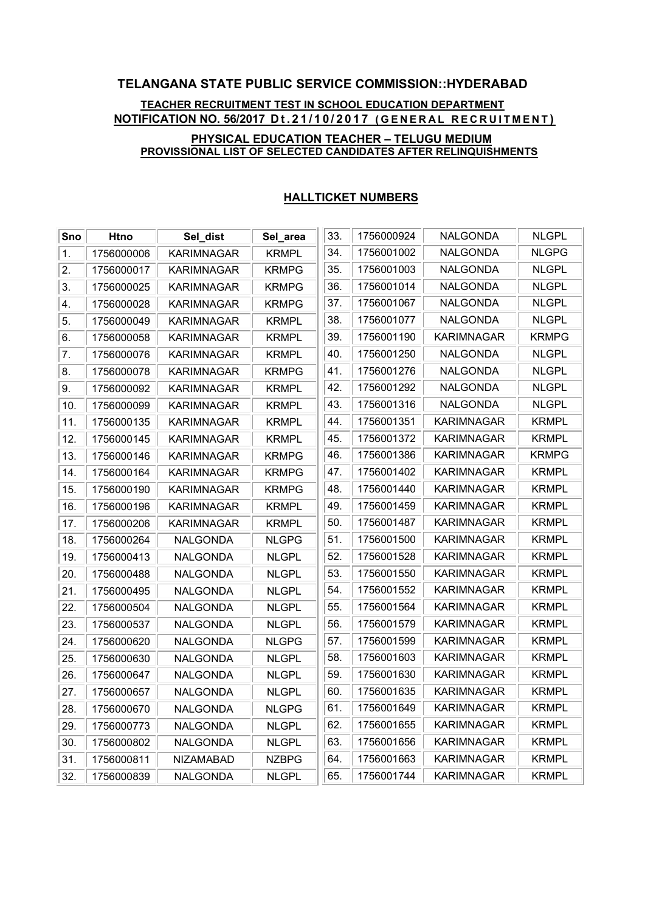# TELANGANA STATE PUBLIC SERVICE COMMISSION::HYDERABAD

### TEACHER RECRUITMENT TEST IN SCHOOL EDUCATION DEPARTMENT
### NOTIFICATION NO. 56/2017 Dt.21/10/2017 (GENERAL RECRUITMENT)

### PHYSICAL EDUCATION TEACHER – TELUGU MEDIUM
### PROVISSIONAL LIST OF SELECTED CANDIDATES AFTER RELINQUISHMENTS

## HALLTICKET NUMBERS

| Sno | Htno | Sel_dist | Sel_area |
|---|---|---|---|
| 1. | 1756000006 | KARIMNAGAR | KRMPL |
| 2. | 1756000017 | KARIMNAGAR | KRMPG |
| 3. | 1756000025 | KARIMNAGAR | KRMPG |
| 4. | 1756000028 | KARIMNAGAR | KRMPG |
| 5. | 1756000049 | KARIMNAGAR | KRMPL |
| 6. | 1756000058 | KARIMNAGAR | KRMPL |
| 7. | 1756000076 | KARIMNAGAR | KRMPL |
| 8. | 1756000078 | KARIMNAGAR | KRMPG |
| 9. | 1756000092 | KARIMNAGAR | KRMPL |
| 10. | 1756000099 | KARIMNAGAR | KRMPL |
| 11. | 1756000135 | KARIMNAGAR | KRMPL |
| 12. | 1756000145 | KARIMNAGAR | KRMPL |
| 13. | 1756000146 | KARIMNAGAR | KRMPG |
| 14. | 1756000164 | KARIMNAGAR | KRMPG |
| 15. | 1756000190 | KARIMNAGAR | KRMPG |
| 16. | 1756000196 | KARIMNAGAR | KRMPL |
| 17. | 1756000206 | KARIMNAGAR | KRMPL |
| 18. | 1756000264 | NALGONDA | NLGPG |
| 19. | 1756000413 | NALGONDA | NLGPL |
| 20. | 1756000488 | NALGONDA | NLGPL |
| 21. | 1756000495 | NALGONDA | NLGPL |
| 22. | 1756000504 | NALGONDA | NLGPL |
| 23. | 1756000537 | NALGONDA | NLGPL |
| 24. | 1756000620 | NALGONDA | NLGPG |
| 25. | 1756000630 | NALGONDA | NLGPL |
| 26. | 1756000647 | NALGONDA | NLGPL |
| 27. | 1756000657 | NALGONDA | NLGPL |
| 28. | 1756000670 | NALGONDA | NLGPG |
| 29. | 1756000773 | NALGONDA | NLGPL |
| 30. | 1756000802 | NALGONDA | NLGPL |
| 31. | 1756000811 | NIZAMABAD | NZBPG |
| 32. | 1756000839 | NALGONDA | NLGPL |
| 33. | 1756000924 | NALGONDA | NLGPL |
| 34. | 1756001002 | NALGONDA | NLGPG |
| 35. | 1756001003 | NALGONDA | NLGPL |
| 36. | 1756001014 | NALGONDA | NLGPL |
| 37. | 1756001067 | NALGONDA | NLGPL |
| 38. | 1756001077 | NALGONDA | NLGPL |
| 39. | 1756001190 | KARIMNAGAR | KRMPG |
| 40. | 1756001250 | NALGONDA | NLGPL |
| 41. | 1756001276 | NALGONDA | NLGPL |
| 42. | 1756001292 | NALGONDA | NLGPL |
| 43. | 1756001316 | NALGONDA | NLGPL |
| 44. | 1756001351 | KARIMNAGAR | KRMPL |
| 45. | 1756001372 | KARIMNAGAR | KRMPL |
| 46. | 1756001386 | KARIMNAGAR | KRMPG |
| 47. | 1756001402 | KARIMNAGAR | KRMPL |
| 48. | 1756001440 | KARIMNAGAR | KRMPL |
| 49. | 1756001459 | KARIMNAGAR | KRMPL |
| 50. | 1756001487 | KARIMNAGAR | KRMPL |
| 51. | 1756001500 | KARIMNAGAR | KRMPL |
| 52. | 1756001528 | KARIMNAGAR | KRMPL |
| 53. | 1756001550 | KARIMNAGAR | KRMPL |
| 54. | 1756001552 | KARIMNAGAR | KRMPL |
| 55. | 1756001564 | KARIMNAGAR | KRMPL |
| 56. | 1756001579 | KARIMNAGAR | KRMPL |
| 57. | 1756001599 | KARIMNAGAR | KRMPL |
| 58. | 1756001603 | KARIMNAGAR | KRMPL |
| 59. | 1756001630 | KARIMNAGAR | KRMPL |
| 60. | 1756001635 | KARIMNAGAR | KRMPL |
| 61. | 1756001649 | KARIMNAGAR | KRMPL |
| 62. | 1756001655 | KARIMNAGAR | KRMPL |
| 63. | 1756001656 | KARIMNAGAR | KRMPL |
| 64. | 1756001663 | KARIMNAGAR | KRMPL |
| 65. | 1756001744 | KARIMNAGAR | KRMPL |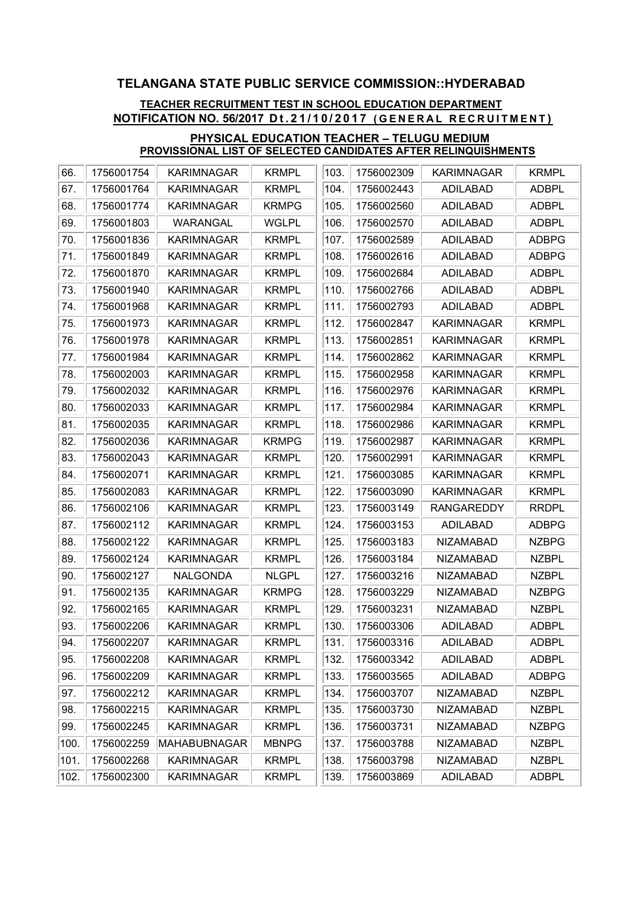# TELANGANA STATE PUBLIC SERVICE COMMISSION::HYDERABAD

## TEACHER RECRUITMENT TEST IN SCHOOL EDUCATION DEPARTMENT
## NOTIFICATION NO. 56/2017 Dt.21/10/2017 (GENERAL RECRUITMENT)

### PHYSICAL EDUCATION TEACHER – TELUGU MEDIUM
### PROVISSIONAL LIST OF SELECTED CANDIDATES AFTER RELINQUISHMENTS

| | | | |
|---|---|---|---|
| 66. | 1756001754 | KARIMNAGAR | KRMPL |
| 67. | 1756001764 | KARIMNAGAR | KRMPL |
| 68. | 1756001774 | KARIMNAGAR | KRMPG |
| 69. | 1756001803 | WARANGAL | WGLPL |
| 70. | 1756001836 | KARIMNAGAR | KRMPL |
| 71. | 1756001849 | KARIMNAGAR | KRMPL |
| 72. | 1756001870 | KARIMNAGAR | KRMPL |
| 73. | 1756001940 | KARIMNAGAR | KRMPL |
| 74. | 1756001968 | KARIMNAGAR | KRMPL |
| 75. | 1756001973 | KARIMNAGAR | KRMPL |
| 76. | 1756001978 | KARIMNAGAR | KRMPL |
| 77. | 1756001984 | KARIMNAGAR | KRMPL |
| 78. | 1756002003 | KARIMNAGAR | KRMPL |
| 79. | 1756002032 | KARIMNAGAR | KRMPL |
| 80. | 1756002033 | KARIMNAGAR | KRMPL |
| 81. | 1756002035 | KARIMNAGAR | KRMPL |
| 82. | 1756002036 | KARIMNAGAR | KRMPG |
| 83. | 1756002043 | KARIMNAGAR | KRMPL |
| 84. | 1756002071 | KARIMNAGAR | KRMPL |
| 85. | 1756002083 | KARIMNAGAR | KRMPL |
| 86. | 1756002106 | KARIMNAGAR | KRMPL |
| 87. | 1756002112 | KARIMNAGAR | KRMPL |
| 88. | 1756002122 | KARIMNAGAR | KRMPL |
| 89. | 1756002124 | KARIMNAGAR | KRMPL |
| 90. | 1756002127 | NALGONDA | NLGPL |
| 91. | 1756002135 | KARIMNAGAR | KRMPG |
| 92. | 1756002165 | KARIMNAGAR | KRMPL |
| 93. | 1756002206 | KARIMNAGAR | KRMPL |
| 94. | 1756002207 | KARIMNAGAR | KRMPL |
| 95. | 1756002208 | KARIMNAGAR | KRMPL |
| 96. | 1756002209 | KARIMNAGAR | KRMPL |
| 97. | 1756002212 | KARIMNAGAR | KRMPL |
| 98. | 1756002215 | KARIMNAGAR | KRMPL |
| 99. | 1756002245 | KARIMNAGAR | KRMPL |
| 100. | 1756002259 | MAHABUBNAGAR | MBNPG |
| 101. | 1756002268 | KARIMNAGAR | KRMPL |
| 102. | 1756002300 | KARIMNAGAR | KRMPL |
| 103. | 1756002309 | KARIMNAGAR | KRMPL |
| 104. | 1756002443 | ADILABAD | ADBPL |
| 105. | 1756002560 | ADILABAD | ADBPL |
| 106. | 1756002570 | ADILABAD | ADBPL |
| 107. | 1756002589 | ADILABAD | ADBPG |
| 108. | 1756002616 | ADILABAD | ADBPG |
| 109. | 1756002684 | ADILABAD | ADBPL |
| 110. | 1756002766 | ADILABAD | ADBPL |
| 111. | 1756002793 | ADILABAD | ADBPL |
| 112. | 1756002847 | KARIMNAGAR | KRMPL |
| 113. | 1756002851 | KARIMNAGAR | KRMPL |
| 114. | 1756002862 | KARIMNAGAR | KRMPL |
| 115. | 1756002958 | KARIMNAGAR | KRMPL |
| 116. | 1756002976 | KARIMNAGAR | KRMPL |
| 117. | 1756002984 | KARIMNAGAR | KRMPL |
| 118. | 1756002986 | KARIMNAGAR | KRMPL |
| 119. | 1756002987 | KARIMNAGAR | KRMPL |
| 120. | 1756002991 | KARIMNAGAR | KRMPL |
| 121. | 1756003085 | KARIMNAGAR | KRMPL |
| 122. | 1756003090 | KARIMNAGAR | KRMPL |
| 123. | 1756003149 | RANGAREDDY | RRDPL |
| 124. | 1756003153 | ADILABAD | ADBPG |
| 125. | 1756003183 | NIZAMABAD | NZBPG |
| 126. | 1756003184 | NIZAMABAD | NZBPL |
| 127. | 1756003216 | NIZAMABAD | NZBPL |
| 128. | 1756003229 | NIZAMABAD | NZBPG |
| 129. | 1756003231 | NIZAMABAD | NZBPL |
| 130. | 1756003306 | ADILABAD | ADBPL |
| 131. | 1756003316 | ADILABAD | ADBPL |
| 132. | 1756003342 | ADILABAD | ADBPL |
| 133. | 1756003565 | ADILABAD | ADBPG |
| 134. | 1756003707 | NIZAMABAD | NZBPL |
| 135. | 1756003730 | NIZAMABAD | NZBPL |
| 136. | 1756003731 | NIZAMABAD | NZBPG |
| 137. | 1756003788 | NIZAMABAD | NZBPL |
| 138. | 1756003798 | NIZAMABAD | NZBPL |
| 139. | 1756003869 | ADILABAD | ADBPL |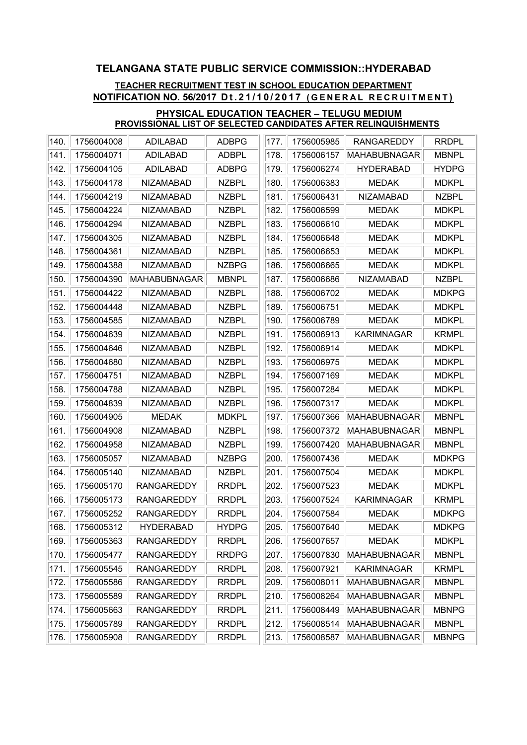## TELANGANA STATE PUBLIC SERVICE COMMISSION::HYDERABAD

**TEACHER RECRUITMENT TEST IN SCHOOL EDUCATION DEPARTMENT**
**NOTIFICATION NO. 56/2017 Dt.21/10/2017 (GENERAL RECRUITMENT)**

**PHYSICAL EDUCATION TEACHER – TELUGU MEDIUM**
**PROVISSIONAL LIST OF SELECTED CANDIDATES AFTER RELINQUISHMENTS**

| | | | |
|---|---|---|---|
| 140. | 1756004008 | ADILABAD | ADBPG |
| 141. | 1756004071 | ADILABAD | ADBPL |
| 142. | 1756004105 | ADILABAD | ADBPG |
| 143. | 1756004178 | NIZAMABAD | NZBPL |
| 144. | 1756004219 | NIZAMABAD | NZBPL |
| 145. | 1756004224 | NIZAMABAD | NZBPL |
| 146. | 1756004294 | NIZAMABAD | NZBPL |
| 147. | 1756004305 | NIZAMABAD | NZBPL |
| 148. | 1756004361 | NIZAMABAD | NZBPL |
| 149. | 1756004388 | NIZAMABAD | NZBPG |
| 150. | 1756004390 | MAHABUBNAGAR | MBNPL |
| 151. | 1756004422 | NIZAMABAD | NZBPL |
| 152. | 1756004448 | NIZAMABAD | NZBPL |
| 153. | 1756004585 | NIZAMABAD | NZBPL |
| 154. | 1756004639 | NIZAMABAD | NZBPL |
| 155. | 1756004646 | NIZAMABAD | NZBPL |
| 156. | 1756004680 | NIZAMABAD | NZBPL |
| 157. | 1756004751 | NIZAMABAD | NZBPL |
| 158. | 1756004788 | NIZAMABAD | NZBPL |
| 159. | 1756004839 | NIZAMABAD | NZBPL |
| 160. | 1756004905 | MEDAK | MDKPL |
| 161. | 1756004908 | NIZAMABAD | NZBPL |
| 162. | 1756004958 | NIZAMABAD | NZBPL |
| 163. | 1756005057 | NIZAMABAD | NZBPG |
| 164. | 1756005140 | NIZAMABAD | NZBPL |
| 165. | 1756005170 | RANGAREDDY | RRDPL |
| 166. | 1756005173 | RANGAREDDY | RRDPL |
| 167. | 1756005252 | RANGAREDDY | RRDPL |
| 168. | 1756005312 | HYDERABAD | HYDPG |
| 169. | 1756005363 | RANGAREDDY | RRDPL |
| 170. | 1756005477 | RANGAREDDY | RRDPG |
| 171. | 1756005545 | RANGAREDDY | RRDPL |
| 172. | 1756005586 | RANGAREDDY | RRDPL |
| 173. | 1756005589 | RANGAREDDY | RRDPL |
| 174. | 1756005663 | RANGAREDDY | RRDPL |
| 175. | 1756005789 | RANGAREDDY | RRDPL |
| 176. | 1756005908 | RANGAREDDY | RRDPL |
| 177. | 1756005985 | RANGAREDDY | RRDPL |
| 178. | 1756006157 | MAHABUBNAGAR | MBNPL |
| 179. | 1756006274 | HYDERABAD | HYDPG |
| 180. | 1756006383 | MEDAK | MDKPL |
| 181. | 1756006431 | NIZAMABAD | NZBPL |
| 182. | 1756006599 | MEDAK | MDKPL |
| 183. | 1756006610 | MEDAK | MDKPL |
| 184. | 1756006648 | MEDAK | MDKPL |
| 185. | 1756006653 | MEDAK | MDKPL |
| 186. | 1756006665 | MEDAK | MDKPL |
| 187. | 1756006686 | NIZAMABAD | NZBPL |
| 188. | 1756006702 | MEDAK | MDKPG |
| 189. | 1756006751 | MEDAK | MDKPL |
| 190. | 1756006789 | MEDAK | MDKPL |
| 191. | 1756006913 | KARIMNAGAR | KRMPL |
| 192. | 1756006914 | MEDAK | MDKPL |
| 193. | 1756006975 | MEDAK | MDKPL |
| 194. | 1756007169 | MEDAK | MDKPL |
| 195. | 1756007284 | MEDAK | MDKPL |
| 196. | 1756007317 | MEDAK | MDKPL |
| 197. | 1756007366 | MAHABUBNAGAR | MBNPL |
| 198. | 1756007372 | MAHABUBNAGAR | MBNPL |
| 199. | 1756007420 | MAHABUBNAGAR | MBNPL |
| 200. | 1756007436 | MEDAK | MDKPG |
| 201. | 1756007504 | MEDAK | MDKPL |
| 202. | 1756007523 | MEDAK | MDKPL |
| 203. | 1756007524 | KARIMNAGAR | KRMPL |
| 204. | 1756007584 | MEDAK | MDKPG |
| 205. | 1756007640 | MEDAK | MDKPG |
| 206. | 1756007657 | MEDAK | MDKPL |
| 207. | 1756007830 | MAHABUBNAGAR | MBNPL |
| 208. | 1756007921 | KARIMNAGAR | KRMPL |
| 209. | 1756008011 | MAHABUBNAGAR | MBNPL |
| 210. | 1756008264 | MAHABUBNAGAR | MBNPL |
| 211. | 1756008449 | MAHABUBNAGAR | MBNPG |
| 212. | 1756008514 | MAHABUBNAGAR | MBNPL |
| 213. | 1756008587 | MAHABUBNAGAR | MBNPG |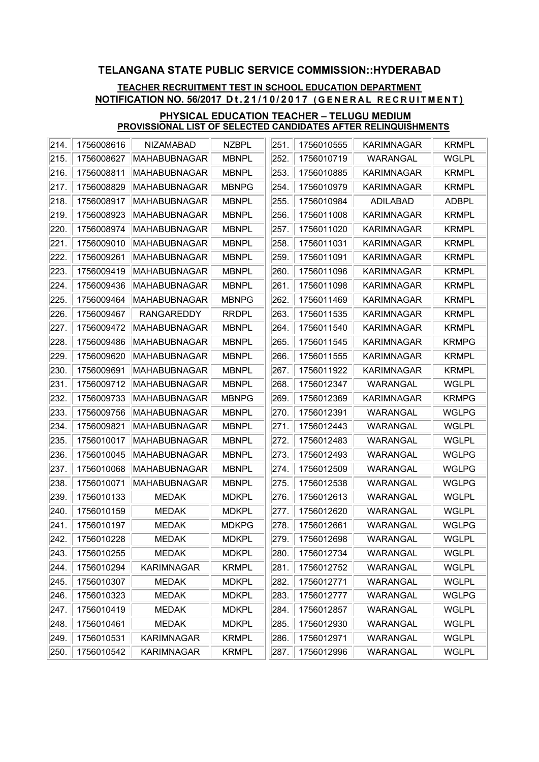## TELANGANA STATE PUBLIC SERVICE COMMISSION::HYDERABAD

**TEACHER RECRUITMENT TEST IN SCHOOL EDUCATION DEPARTMENT**
**NOTIFICATION NO. 56/2017 Dt.21/10/2017 (GENERAL RECRUITMENT)**

**PHYSICAL EDUCATION TEACHER – TELUGU MEDIUM**
**PROVISSIONAL LIST OF SELECTED CANDIDATES AFTER RELINQUISHMENTS**

| | | | |
|---|---|---|---|
| 214. | 1756008616 | NIZAMABAD | NZBPL |
| 215. | 1756008627 | MAHABUBNAGAR | MBNPL |
| 216. | 1756008811 | MAHABUBNAGAR | MBNPL |
| 217. | 1756008829 | MAHABUBNAGAR | MBNPG |
| 218. | 1756008917 | MAHABUBNAGAR | MBNPL |
| 219. | 1756008923 | MAHABUBNAGAR | MBNPL |
| 220. | 1756008974 | MAHABUBNAGAR | MBNPL |
| 221. | 1756009010 | MAHABUBNAGAR | MBNPL |
| 222. | 1756009261 | MAHABUBNAGAR | MBNPL |
| 223. | 1756009419 | MAHABUBNAGAR | MBNPL |
| 224. | 1756009436 | MAHABUBNAGAR | MBNPL |
| 225. | 1756009464 | MAHABUBNAGAR | MBNPG |
| 226. | 1756009467 | RANGAREDDY | RRDPL |
| 227. | 1756009472 | MAHABUBNAGAR | MBNPL |
| 228. | 1756009486 | MAHABUBNAGAR | MBNPL |
| 229. | 1756009620 | MAHABUBNAGAR | MBNPL |
| 230. | 1756009691 | MAHABUBNAGAR | MBNPL |
| 231. | 1756009712 | MAHABUBNAGAR | MBNPL |
| 232. | 1756009733 | MAHABUBNAGAR | MBNPG |
| 233. | 1756009756 | MAHABUBNAGAR | MBNPL |
| 234. | 1756009821 | MAHABUBNAGAR | MBNPL |
| 235. | 1756010017 | MAHABUBNAGAR | MBNPL |
| 236. | 1756010045 | MAHABUBNAGAR | MBNPL |
| 237. | 1756010068 | MAHABUBNAGAR | MBNPL |
| 238. | 1756010071 | MAHABUBNAGAR | MBNPL |
| 239. | 1756010133 | MEDAK | MDKPL |
| 240. | 1756010159 | MEDAK | MDKPL |
| 241. | 1756010197 | MEDAK | MDKPG |
| 242. | 1756010228 | MEDAK | MDKPL |
| 243. | 1756010255 | MEDAK | MDKPL |
| 244. | 1756010294 | KARIMNAGAR | KRMPL |
| 245. | 1756010307 | MEDAK | MDKPL |
| 246. | 1756010323 | MEDAK | MDKPL |
| 247. | 1756010419 | MEDAK | MDKPL |
| 248. | 1756010461 | MEDAK | MDKPL |
| 249. | 1756010531 | KARIMNAGAR | KRMPL |
| 250. | 1756010542 | KARIMNAGAR | KRMPL |
| 251. | 1756010555 | KARIMNAGAR | KRMPL |
| 252. | 1756010719 | WARANGAL | WGLPL |
| 253. | 1756010885 | KARIMNAGAR | KRMPL |
| 254. | 1756010979 | KARIMNAGAR | KRMPL |
| 255. | 1756010984 | ADILABAD | ADBPL |
| 256. | 1756011008 | KARIMNAGAR | KRMPL |
| 257. | 1756011020 | KARIMNAGAR | KRMPL |
| 258. | 1756011031 | KARIMNAGAR | KRMPL |
| 259. | 1756011091 | KARIMNAGAR | KRMPL |
| 260. | 1756011096 | KARIMNAGAR | KRMPL |
| 261. | 1756011098 | KARIMNAGAR | KRMPL |
| 262. | 1756011469 | KARIMNAGAR | KRMPL |
| 263. | 1756011535 | KARIMNAGAR | KRMPL |
| 264. | 1756011540 | KARIMNAGAR | KRMPL |
| 265. | 1756011545 | KARIMNAGAR | KRMPG |
| 266. | 1756011555 | KARIMNAGAR | KRMPL |
| 267. | 1756011922 | KARIMNAGAR | KRMPL |
| 268. | 1756012347 | WARANGAL | WGLPL |
| 269. | 1756012369 | KARIMNAGAR | KRMPG |
| 270. | 1756012391 | WARANGAL | WGLPG |
| 271. | 1756012443 | WARANGAL | WGLPL |
| 272. | 1756012483 | WARANGAL | WGLPL |
| 273. | 1756012493 | WARANGAL | WGLPG |
| 274. | 1756012509 | WARANGAL | WGLPG |
| 275. | 1756012538 | WARANGAL | WGLPG |
| 276. | 1756012613 | WARANGAL | WGLPL |
| 277. | 1756012620 | WARANGAL | WGLPL |
| 278. | 1756012661 | WARANGAL | WGLPG |
| 279. | 1756012698 | WARANGAL | WGLPL |
| 280. | 1756012734 | WARANGAL | WGLPL |
| 281. | 1756012752 | WARANGAL | WGLPL |
| 282. | 1756012771 | WARANGAL | WGLPL |
| 283. | 1756012777 | WARANGAL | WGLPG |
| 284. | 1756012857 | WARANGAL | WGLPL |
| 285. | 1756012930 | WARANGAL | WGLPL |
| 286. | 1756012971 | WARANGAL | WGLPL |
| 287. | 1756012996 | WARANGAL | WGLPL |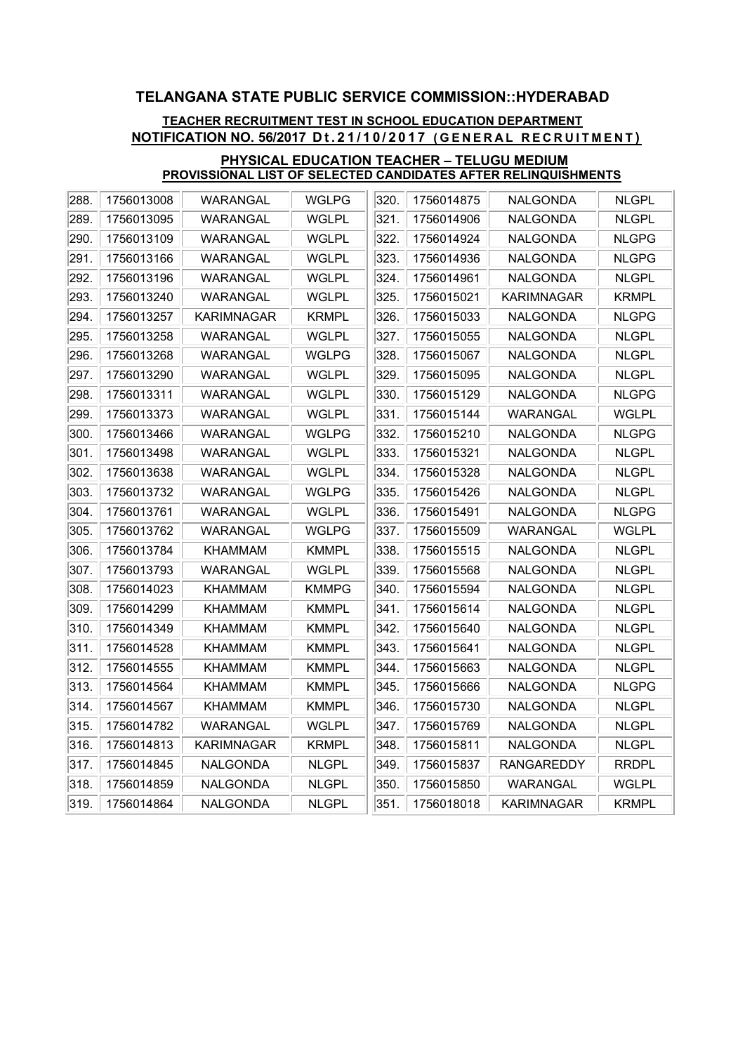# TELANGANA STATE PUBLIC SERVICE COMMISSION::HYDERABAD

## TEACHER RECRUITMENT TEST IN SCHOOL EDUCATION DEPARTMENT NOTIFICATION NO. 56/2017 Dt.21/10/2017 (GENERAL RECRUITMENT)

### PHYSICAL EDUCATION TEACHER – TELUGU MEDIUM PROVISSIONAL LIST OF SELECTED CANDIDATES AFTER RELINQUISHMENTS

| | | | |
|---|---|---|---|
| 288. | 1756013008 | WARANGAL | WGLPG |
| 289. | 1756013095 | WARANGAL | WGLPL |
| 290. | 1756013109 | WARANGAL | WGLPL |
| 291. | 1756013166 | WARANGAL | WGLPL |
| 292. | 1756013196 | WARANGAL | WGLPL |
| 293. | 1756013240 | WARANGAL | WGLPL |
| 294. | 1756013257 | KARIMNAGAR | KRMPL |
| 295. | 1756013258 | WARANGAL | WGLPL |
| 296. | 1756013268 | WARANGAL | WGLPG |
| 297. | 1756013290 | WARANGAL | WGLPL |
| 298. | 1756013311 | WARANGAL | WGLPL |
| 299. | 1756013373 | WARANGAL | WGLPL |
| 300. | 1756013466 | WARANGAL | WGLPG |
| 301. | 1756013498 | WARANGAL | WGLPL |
| 302. | 1756013638 | WARANGAL | WGLPL |
| 303. | 1756013732 | WARANGAL | WGLPG |
| 304. | 1756013761 | WARANGAL | WGLPL |
| 305. | 1756013762 | WARANGAL | WGLPG |
| 306. | 1756013784 | KHAMMAM | KMMPL |
| 307. | 1756013793 | WARANGAL | WGLPL |
| 308. | 1756014023 | KHAMMAM | KMMPG |
| 309. | 1756014299 | KHAMMAM | KMMPL |
| 310. | 1756014349 | KHAMMAM | KMMPL |
| 311. | 1756014528 | KHAMMAM | KMMPL |
| 312. | 1756014555 | KHAMMAM | KMMPL |
| 313. | 1756014564 | KHAMMAM | KMMPL |
| 314. | 1756014567 | KHAMMAM | KMMPL |
| 315. | 1756014782 | WARANGAL | WGLPL |
| 316. | 1756014813 | KARIMNAGAR | KRMPL |
| 317. | 1756014845 | NALGONDA | NLGPL |
| 318. | 1756014859 | NALGONDA | NLGPL |
| 319. | 1756014864 | NALGONDA | NLGPL |
| 320. | 1756014875 | NALGONDA | NLGPL |
| 321. | 1756014906 | NALGONDA | NLGPL |
| 322. | 1756014924 | NALGONDA | NLGPG |
| 323. | 1756014936 | NALGONDA | NLGPG |
| 324. | 1756014961 | NALGONDA | NLGPL |
| 325. | 1756015021 | KARIMNAGAR | KRMPL |
| 326. | 1756015033 | NALGONDA | NLGPG |
| 327. | 1756015055 | NALGONDA | NLGPL |
| 328. | 1756015067 | NALGONDA | NLGPL |
| 329. | 1756015095 | NALGONDA | NLGPL |
| 330. | 1756015129 | NALGONDA | NLGPG |
| 331. | 1756015144 | WARANGAL | WGLPL |
| 332. | 1756015210 | NALGONDA | NLGPG |
| 333. | 1756015321 | NALGONDA | NLGPL |
| 334. | 1756015328 | NALGONDA | NLGPL |
| 335. | 1756015426 | NALGONDA | NLGPL |
| 336. | 1756015491 | NALGONDA | NLGPG |
| 337. | 1756015509 | WARANGAL | WGLPL |
| 338. | 1756015515 | NALGONDA | NLGPL |
| 339. | 1756015568 | NALGONDA | NLGPL |
| 340. | 1756015594 | NALGONDA | NLGPL |
| 341. | 1756015614 | NALGONDA | NLGPL |
| 342. | 1756015640 | NALGONDA | NLGPL |
| 343. | 1756015641 | NALGONDA | NLGPL |
| 344. | 1756015663 | NALGONDA | NLGPL |
| 345. | 1756015666 | NALGONDA | NLGPG |
| 346. | 1756015730 | NALGONDA | NLGPL |
| 347. | 1756015769 | NALGONDA | NLGPL |
| 348. | 1756015811 | NALGONDA | NLGPL |
| 349. | 1756015837 | RANGAREDDY | RRDPL |
| 350. | 1756015850 | WARANGAL | WGLPL |
| 351. | 1756018018 | KARIMNAGAR | KRMPL |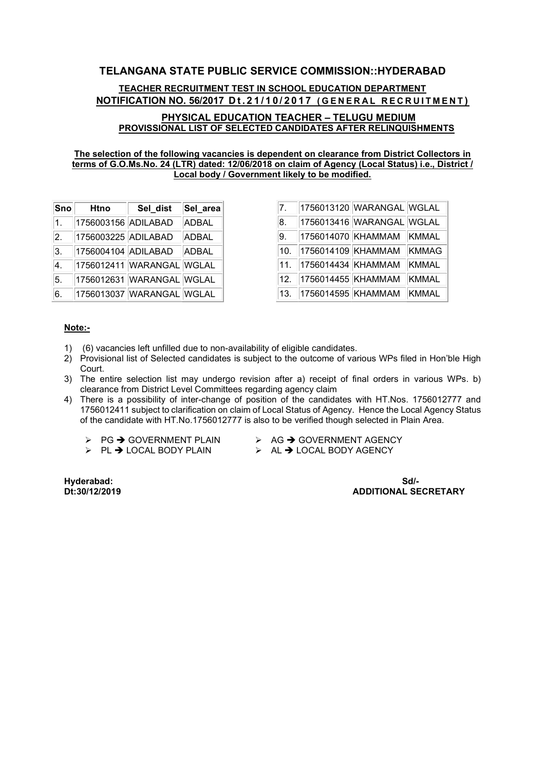# TELANGANA STATE PUBLIC SERVICE COMMISSION::HYDERABAD

## TEACHER RECRUITMENT TEST IN SCHOOL EDUCATION DEPARTMENT

## NOTIFICATION NO. 56/2017 Dt.21/10/2017 (GENERAL RECRUITMENT)

### PHYSICAL EDUCATION TEACHER – TELUGU MEDIUM

### PROVISSIONAL LIST OF SELECTED CANDIDATES AFTER RELINQUISHMENTS

**The selection of the following vacancies is dependent on clearance from District Collectors in terms of G.O.Ms.No. 24 (LTR) dated: 12/06/2018 on claim of Agency (Local Status) i.e., District / Local body / Government likely to be modified.**

| Sno | Htno | Sel_dist | Sel_area |
|---|---|---|---|
| 1. | 1756003156 | ADILABAD | ADBAL |
| 2. | 1756003225 | ADILABAD | ADBAL |
| 3. | 1756004104 | ADILABAD | ADBAL |
| 4. | 1756012411 | WARANGAL | WGLAL |
| 5. | 1756012631 | WARANGAL | WGLAL |
| 6. | 1756013037 | WARANGAL | WGLAL |
| 7. | 1756013120 | WARANGAL | WGLAL |
| 8. | 1756013416 | WARANGAL | WGLAL |
| 9. | 1756014070 | KHAMMAM | KMMAL |
| 10. | 1756014109 | KHAMMAM | KMMAG |
| 11. | 1756014434 | KHAMMAM | KMMAL |
| 12. | 1756014455 | KHAMMAM | KMMAL |
| 13. | 1756014595 | KHAMMAM | KMMAL |

**Note:-**

1) (6) vacancies left unfilled due to non-availability of eligible candidates.
2) Provisional list of Selected candidates is subject to the outcome of various WPs filed in Hon'ble High Court.
3) The entire selection list may undergo revision after a) receipt of final orders in various WPs. b) clearance from District Level Committees regarding agency claim
4) There is a possibility of inter-change of position of the candidates with HT.Nos. 1756012777 and 1756012411 subject to clarification on claim of Local Status of Agency. Hence the Local Agency Status of the candidate with HT.No.1756012777 is also to be verified though selected in Plain Area.

- PG → GOVERNMENT PLAIN
- PL → LOCAL BODY PLAIN
- AG → GOVERNMENT AGENCY
- AL → LOCAL BODY AGENCY

**Hyderabad:**
**Dt:30/12/2019**

**Sd/-**
**ADDITIONAL SECRETARY**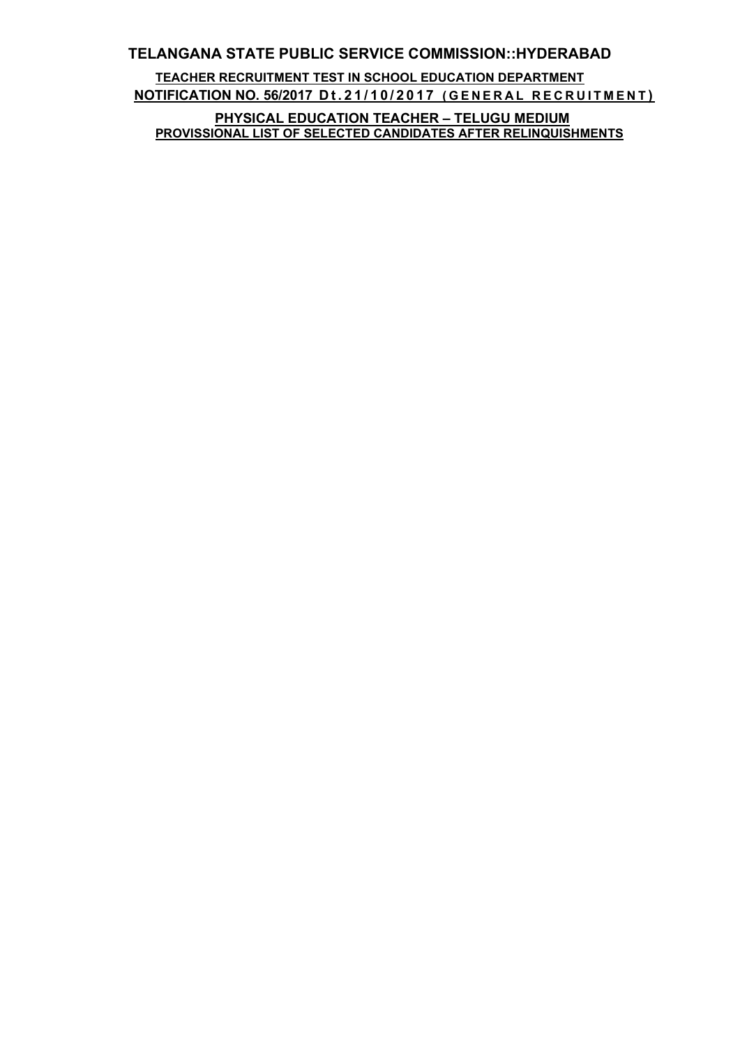# TELANGANA STATE PUBLIC SERVICE COMMISSION::HYDERABAD

## TEACHER RECRUITMENT TEST IN SCHOOL EDUCATION DEPARTMENT

## NOTIFICATION NO. 56/2017 Dt.21/10/2017 (GENERAL RECRUITMENT)

### PHYSICAL EDUCATION TEACHER – TELUGU MEDIUM

### PROVISSIONAL LIST OF SELECTED CANDIDATES AFTER RELINQUISHMENTS